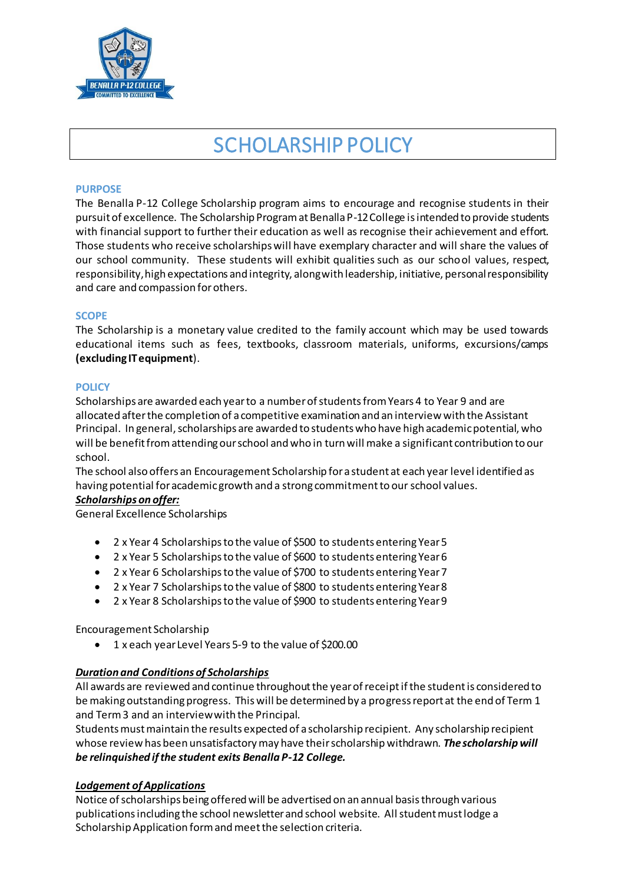# SCHOLARSHIP POLICY

## PURPOSE

The Benalla P-12 College Scholarship program aims to encourage and recognise students in their pursuit of excellence. The Scholarship Program at Benalla P-12 College is intended to provide students with financial support to further their education as well as recognise their achievement and effort. Those students who receive scholarships will have exemplary character and will share the values of our school community. These students will exhibit qualities such as our school values, respect, responsibility, high expectations and integrity, along with leadership, initiative, personal responsibility and care and compassion for others.

## SCOPE

The Scholarship is a monetary value credited to the family account which may be used towards educational items such as fees, textbooks, classroom materials, uniforms, excursions/camps **(excluding IT equipment**).

## POLICY

Scholarships are awarded each year to a number of students from Years 4 to Year 9 and are allocated after the completion of a competitive examination and an interview with the Assistant Principal. In general, scholarships are awarded to students who have high academic potential, who will be benefit from attending our school and who in turn will make a significant contribution to our school.

The school also offers an Encouragement Scholarship for a student at each year level identified as having potential for academic growth and a strong commitment to our school values.

***Scholarships on offer:***

General Excellence Scholarships

- 2 x Year 4 Scholarships to the value of $500 to students entering Year 5
- 2 x Year 5 Scholarships to the value of $600 to students entering Year 6
- 2 x Year 6 Scholarships to the value of $700 to students entering Year 7
- 2 x Year 7 Scholarships to the value of $800 to students entering Year 8
- 2 x Year 8 Scholarships to the value of $900 to students entering Year 9

Encouragement Scholarship

- 1 x each year Level Years 5-9 to the value of $200.00

***Duration and Conditions of Scholarships***

All awards are reviewed and continue throughout the year of receipt if the student is considered to be making outstanding progress. This will be determined by a progress report at the end of Term 1 and Term 3 and an interview with the Principal.

Students must maintain the results expected of a scholarship recipient. Any scholarship recipient whose review has been unsatisfactory may have their scholarship withdrawn. ***The scholarship will be relinquished if the student exits Benalla P-12 College.***

***Lodgement of Applications***

Notice of scholarships being offered will be advertised on an annual basis through various publications including the school newsletter and school website. All student must lodge a Scholarship Application form and meet the selection criteria.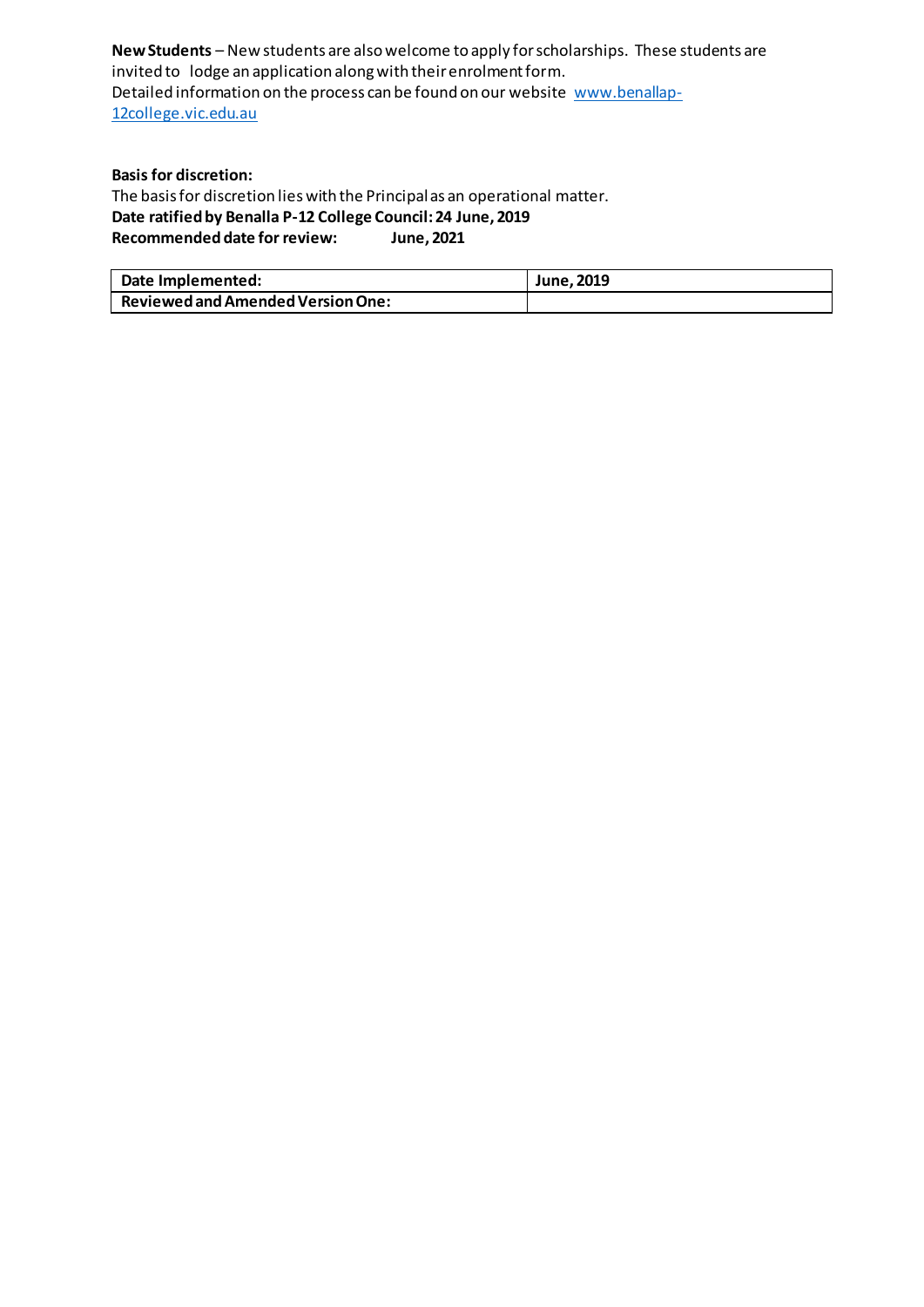**New Students** – New students are also welcome to apply for scholarships. These students are invited to lodge an application along with their enrolment form.
Detailed information on the process can be found on our website [www.benallap-12college.vic.edu.au](www.benallap-12college.vic.edu.au)

**Basis for discretion:**
The basis for discretion lies with the Principal as an operational matter.
**Date ratified by Benalla P-12 College Council: 24 June, 2019**
**Recommended date for review: June, 2021**

| | |
|---|---|
| **Date Implemented:** | **June, 2019** |
| **Reviewed and Amended Version One:** | |